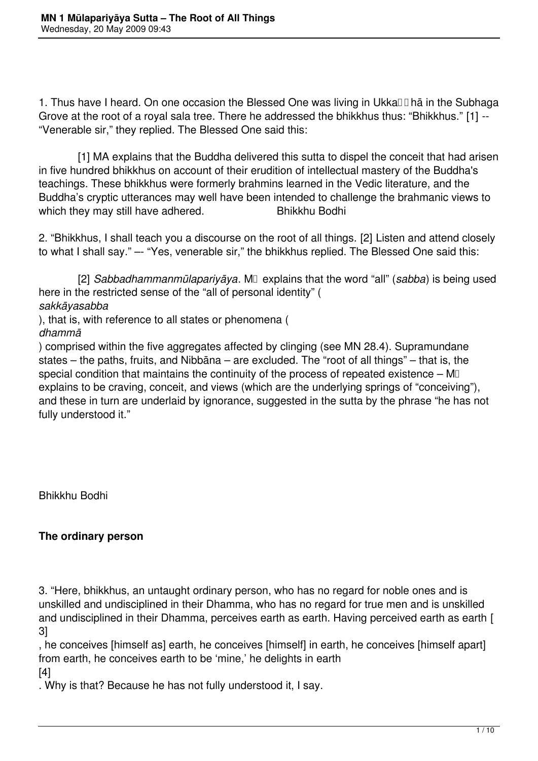1. Thus have I heard. On one occasion the Blessed One was living in Ukkaṭṭhā in the Subhaga Grove at the root of a royal sala tree. There he addressed the bhikkhus thus: "Bhikkhus." [1] -- "Venerable sir," they replied. The Blessed One said this:

[1] MA explains that the Buddha delivered this sutta to dispel the conceit that had arisen in five hundred bhikkhus on account of their erudition of intellectual mastery of the Buddha's teachings. These bhikkhus were formerly brahmins learned in the Vedic literature, and the Buddha's cryptic utterances may well have been intended to challenge the brahmanic views to which they may still have adhered. Bhikkhu Bodhi

2. "Bhikkhus, I shall teach you a discourse on the root of all things. [2] Listen and attend closely to what I shall say." –- "Yes, venerable sir," the bhikkhus replied. The Blessed One said this:

[2] *Sabbadhammanmūlapariyāya*. MA explains that the word "all" (*sabba*) is being used here in the restricted sense of the "all of personal identity" (*sakkāyasabba*), that is, with reference to all states or phenomena (*dhammā*) comprised within the five aggregates affected by clinging (see MN 28.4). Supramundane states – the paths, fruits, and Nibbāna – are excluded. The "root of all things" – that is, the special condition that maintains the continuity of the process of repeated existence – MA explains to be craving, conceit, and views (which are the underlying springs of "conceiving"), and these in turn are underlaid by ignorance, suggested in the sutta by the phrase "he has not fully understood it."

Bhikkhu Bodhi

**The ordinary person**

3. "Here, bhikkhus, an untaught ordinary person, who has no regard for noble ones and is unskilled and undisciplined in their Dhamma, who has no regard for true men and is unskilled and undisciplined in their Dhamma, perceives earth as earth. Having perceived earth as earth [3], he conceives [himself as] earth, he conceives [himself] in earth, he conceives [himself apart] from earth, he conceives earth to be 'mine,' he delights in earth [4]. Why is that? Because he has not fully understood it, I say.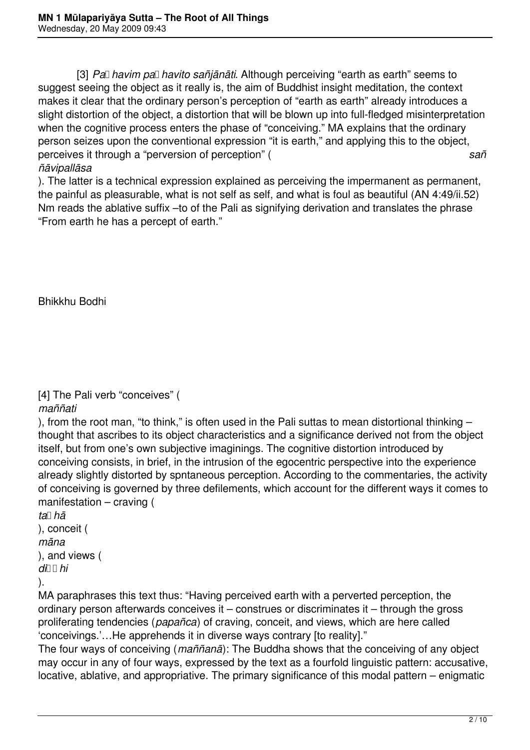[3] *Paṭhavim paṭhavito sañjānāti*. Although perceiving "earth as earth" seems to suggest seeing the object as it really is, the aim of Buddhist insight meditation, the context makes it clear that the ordinary person's perception of "earth as earth" already introduces a slight distortion of the object, a distortion that will be blown up into full-fledged misinterpretation when the cognitive process enters the phase of "conceiving." MA explains that the ordinary person seizes upon the conventional expression "it is earth," and applying this to the object, perceives it through a "perversion of perception" (*saññāvipallāsa*). The latter is a technical expression explained as perceiving the impermanent as permanent, the painful as pleasurable, what is not self as self, and what is foul as beautiful (AN 4:49/ii.52) Nm reads the ablative suffix –to of the Pali as signifying derivation and translates the phrase "From earth he has a percept of earth."

Bhikkhu Bodhi

[4] The Pali verb "conceives" (*maññati*), from the root man, "to think," is often used in the Pali suttas to mean distortional thinking – thought that ascribes to its object characteristics and a significance derived not from the object itself, but from one's own subjective imaginings. The cognitive distortion introduced by conceiving consists, in brief, in the intrusion of the egocentric perspective into the experience already slightly distorted by spntaneous perception. According to the commentaries, the activity of conceiving is governed by three defilements, which account for the different ways it comes to manifestation – craving (*taṇhā*), conceit (*māna*), and views (*diṭṭhi*).

MA paraphrases this text thus: "Having perceived earth with a perverted perception, the ordinary person afterwards conceives it – construes or discriminates it – through the gross proliferating tendencies (*papañca*) of craving, conceit, and views, which are here called 'conceivings.'…He apprehends it in diverse ways contrary [to reality]."

The four ways of conceiving (*maññanā*): The Buddha shows that the conceiving of any object may occur in any of four ways, expressed by the text as a fourfold linguistic pattern: accusative, locative, ablative, and appropriative. The primary significance of this modal pattern – enigmatic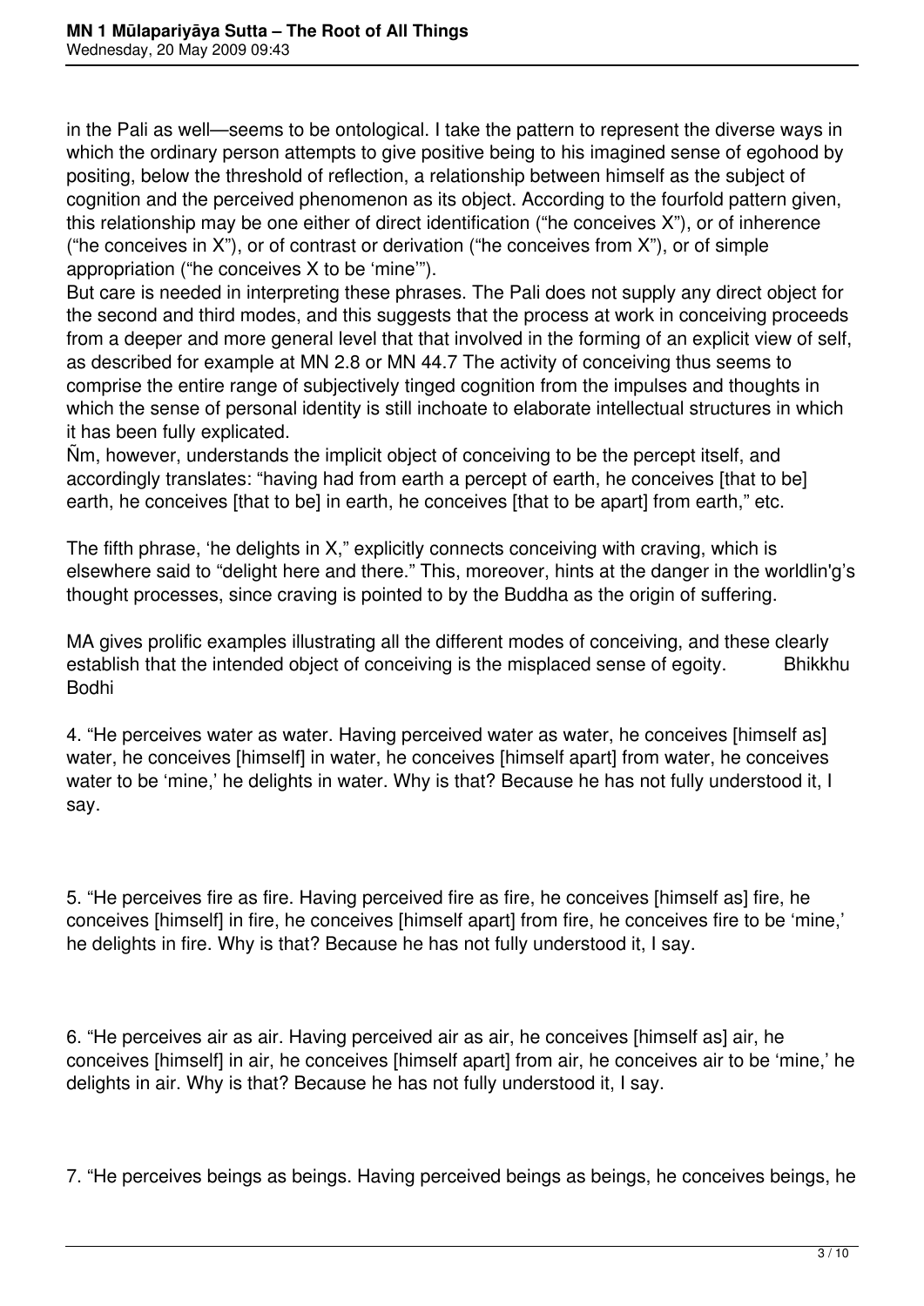in the Pali as well—seems to be ontological. I take the pattern to represent the diverse ways in which the ordinary person attempts to give positive being to his imagined sense of egohood by positing, below the threshold of reflection, a relationship between himself as the subject of cognition and the perceived phenomenon as its object. According to the fourfold pattern given, this relationship may be one either of direct identification ("he conceives X"), or of inherence ("he conceives in X"), or of contrast or derivation ("he conceives from X"), or of simple appropriation ("he conceives X to be 'mine'").

But care is needed in interpreting these phrases. The Pali does not supply any direct object for the second and third modes, and this suggests that the process at work in conceiving proceeds from a deeper and more general level that that involved in the forming of an explicit view of self, as described for example at MN 2.8 or MN 44.7 The activity of conceiving thus seems to comprise the entire range of subjectively tinged cognition from the impulses and thoughts in which the sense of personal identity is still inchoate to elaborate intellectual structures in which it has been fully explicated.

Ñm, however, understands the implicit object of conceiving to be the percept itself, and accordingly translates: "having had from earth a percept of earth, he conceives [that to be] earth, he conceives [that to be] in earth, he conceives [that to be apart] from earth," etc.

The fifth phrase, 'he delights in X," explicitly connects conceiving with craving, which is elsewhere said to "delight here and there." This, moreover, hints at the danger in the worldlin'g's thought processes, since craving is pointed to by the Buddha as the origin of suffering.

MA gives prolific examples illustrating all the different modes of conceiving, and these clearly establish that the intended object of conceiving is the misplaced sense of egoity. Bhikkhu Bodhi

4. "He perceives water as water. Having perceived water as water, he conceives [himself as] water, he conceives [himself] in water, he conceives [himself apart] from water, he conceives water to be 'mine,' he delights in water. Why is that? Because he has not fully understood it, I say.

5. "He perceives fire as fire. Having perceived fire as fire, he conceives [himself as] fire, he conceives [himself] in fire, he conceives [himself apart] from fire, he conceives fire to be 'mine,' he delights in fire. Why is that? Because he has not fully understood it, I say.

6. "He perceives air as air. Having perceived air as air, he conceives [himself as] air, he conceives [himself] in air, he conceives [himself apart] from air, he conceives air to be 'mine,' he delights in air. Why is that? Because he has not fully understood it, I say.

7. "He perceives beings as beings. Having perceived beings as beings, he conceives beings, he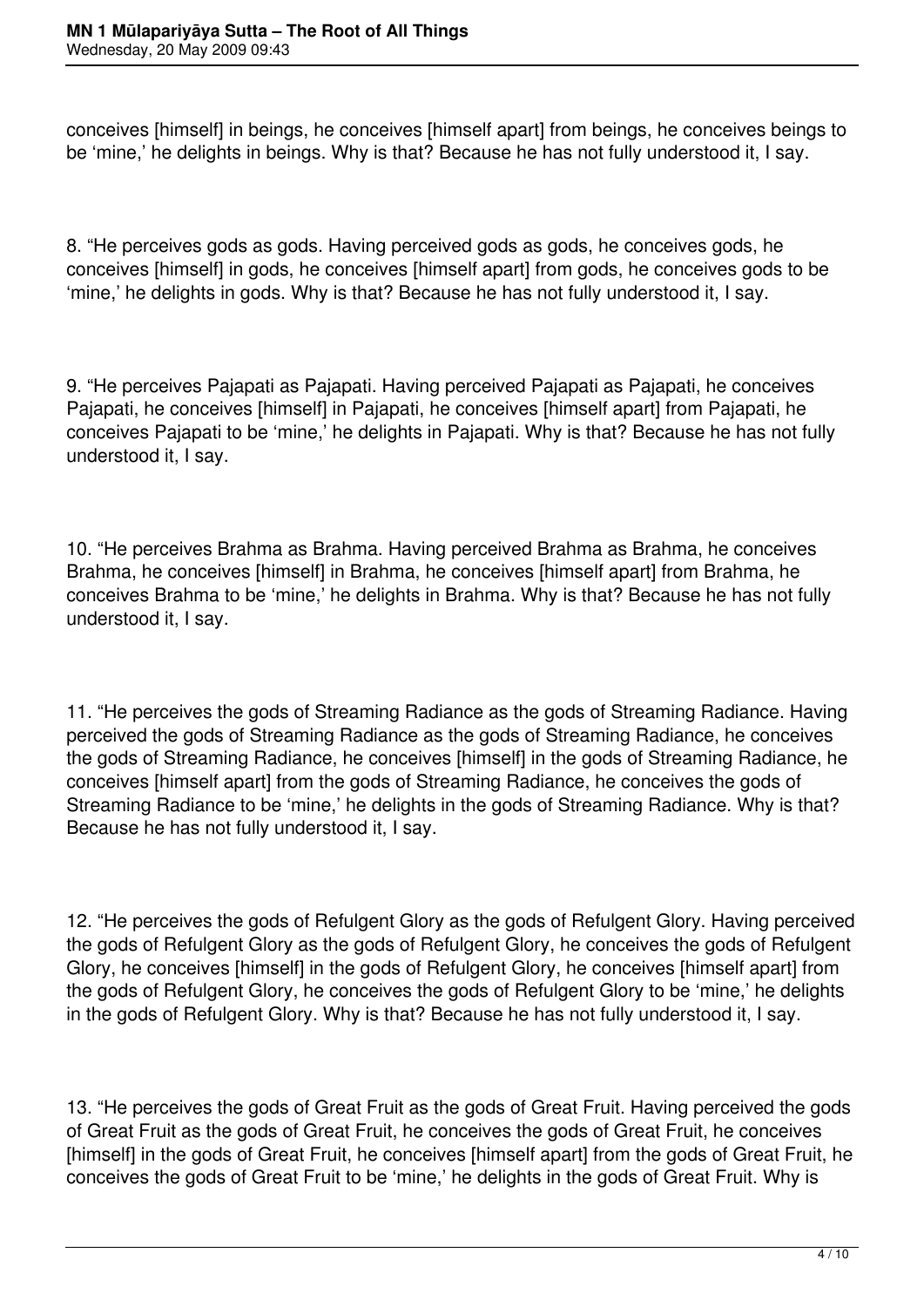conceives [himself] in beings, he conceives [himself apart] from beings, he conceives beings to be 'mine,' he delights in beings. Why is that? Because he has not fully understood it, I say.

8. "He perceives gods as gods. Having perceived gods as gods, he conceives gods, he conceives [himself] in gods, he conceives [himself apart] from gods, he conceives gods to be 'mine,' he delights in gods. Why is that? Because he has not fully understood it, I say.

9. "He perceives Pajapati as Pajapati. Having perceived Pajapati as Pajapati, he conceives Pajapati, he conceives [himself] in Pajapati, he conceives [himself apart] from Pajapati, he conceives Pajapati to be 'mine,' he delights in Pajapati. Why is that? Because he has not fully understood it, I say.

10. "He perceives Brahma as Brahma. Having perceived Brahma as Brahma, he conceives Brahma, he conceives [himself] in Brahma, he conceives [himself apart] from Brahma, he conceives Brahma to be 'mine,' he delights in Brahma. Why is that? Because he has not fully understood it, I say.

11. "He perceives the gods of Streaming Radiance as the gods of Streaming Radiance. Having perceived the gods of Streaming Radiance as the gods of Streaming Radiance, he conceives the gods of Streaming Radiance, he conceives [himself] in the gods of Streaming Radiance, he conceives [himself apart] from the gods of Streaming Radiance, he conceives the gods of Streaming Radiance to be 'mine,' he delights in the gods of Streaming Radiance. Why is that? Because he has not fully understood it, I say.

12. "He perceives the gods of Refulgent Glory as the gods of Refulgent Glory. Having perceived the gods of Refulgent Glory as the gods of Refulgent Glory, he conceives the gods of Refulgent Glory, he conceives [himself] in the gods of Refulgent Glory, he conceives [himself apart] from the gods of Refulgent Glory, he conceives the gods of Refulgent Glory to be 'mine,' he delights in the gods of Refulgent Glory. Why is that? Because he has not fully understood it, I say.

13. "He perceives the gods of Great Fruit as the gods of Great Fruit. Having perceived the gods of Great Fruit as the gods of Great Fruit, he conceives the gods of Great Fruit, he conceives [himself] in the gods of Great Fruit, he conceives [himself apart] from the gods of Great Fruit, he conceives the gods of Great Fruit to be 'mine,' he delights in the gods of Great Fruit. Why is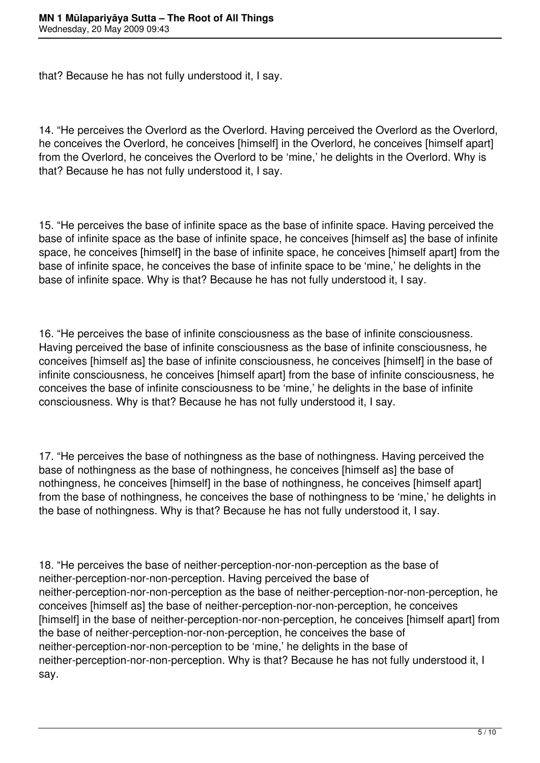that? Because he has not fully understood it, I say.

14. “He perceives the Overlord as the Overlord. Having perceived the Overlord as the Overlord, he conceives the Overlord, he conceives [himself] in the Overlord, he conceives [himself apart] from the Overlord, he conceives the Overlord to be ‘mine,’ he delights in the Overlord. Why is that? Because he has not fully understood it, I say.

15. “He perceives the base of infinite space as the base of infinite space. Having perceived the base of infinite space as the base of infinite space, he conceives [himself as] the base of infinite space, he conceives [himself] in the base of infinite space, he conceives [himself apart] from the base of infinite space, he conceives the base of infinite space to be ‘mine,’ he delights in the base of infinite space. Why is that? Because he has not fully understood it, I say.

16. “He perceives the base of infinite consciousness as the base of infinite consciousness. Having perceived the base of infinite consciousness as the base of infinite consciousness, he conceives [himself as] the base of infinite consciousness, he conceives [himself] in the base of infinite consciousness, he conceives [himself apart] from the base of infinite consciousness, he conceives the base of infinite consciousness to be ‘mine,’ he delights in the base of infinite consciousness. Why is that? Because he has not fully understood it, I say.

17. “He perceives the base of nothingness as the base of nothingness. Having perceived the base of nothingness as the base of nothingness, he conceives [himself as] the base of nothingness, he conceives [himself] in the base of nothingness, he conceives [himself apart] from the base of nothingness, he conceives the base of nothingness to be ‘mine,’ he delights in the base of nothingness. Why is that? Because he has not fully understood it, I say.

18. “He perceives the base of neither-perception-nor-non-perception as the base of neither-perception-nor-non-perception. Having perceived the base of neither-perception-nor-non-perception as the base of neither-perception-nor-non-perception, he conceives [himself as] the base of neither-perception-nor-non-perception, he conceives [himself] in the base of neither-perception-nor-non-perception, he conceives [himself apart] from the base of neither-perception-nor-non-perception, he conceives the base of neither-perception-nor-non-perception to be ‘mine,’ he delights in the base of neither-perception-nor-non-perception. Why is that? Because he has not fully understood it, I say.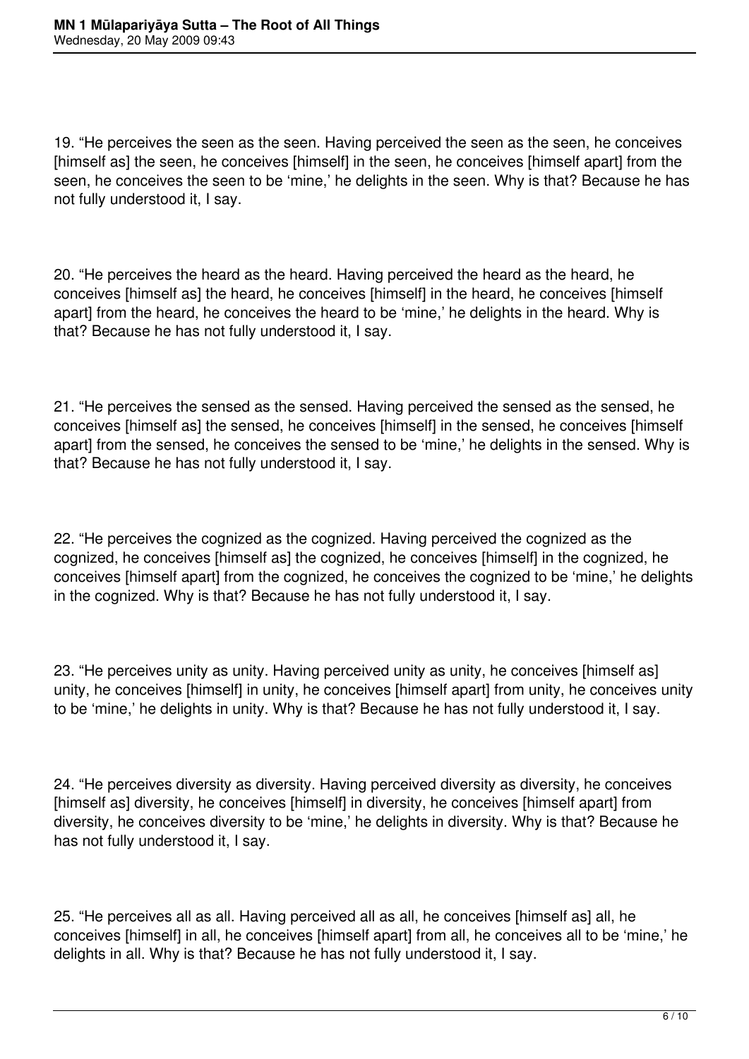19. “He perceives the seen as the seen. Having perceived the seen as the seen, he conceives [himself as] the seen, he conceives [himself] in the seen, he conceives [himself apart] from the seen, he conceives the seen to be ‘mine,’ he delights in the seen. Why is that? Because he has not fully understood it, I say.

20. “He perceives the heard as the heard. Having perceived the heard as the heard, he conceives [himself as] the heard, he conceives [himself] in the heard, he conceives [himself apart] from the heard, he conceives the heard to be ‘mine,’ he delights in the heard. Why is that? Because he has not fully understood it, I say.

21. “He perceives the sensed as the sensed. Having perceived the sensed as the sensed, he conceives [himself as] the sensed, he conceives [himself] in the sensed, he conceives [himself apart] from the sensed, he conceives the sensed to be ‘mine,’ he delights in the sensed. Why is that? Because he has not fully understood it, I say.

22. “He perceives the cognized as the cognized. Having perceived the cognized as the cognized, he conceives [himself as] the cognized, he conceives [himself] in the cognized, he conceives [himself apart] from the cognized, he conceives the cognized to be ‘mine,’ he delights in the cognized. Why is that? Because he has not fully understood it, I say.

23. “He perceives unity as unity. Having perceived unity as unity, he conceives [himself as] unity, he conceives [himself] in unity, he conceives [himself apart] from unity, he conceives unity to be ‘mine,’ he delights in unity. Why is that? Because he has not fully understood it, I say.

24. “He perceives diversity as diversity. Having perceived diversity as diversity, he conceives [himself as] diversity, he conceives [himself] in diversity, he conceives [himself apart] from diversity, he conceives diversity to be ‘mine,’ he delights in diversity. Why is that? Because he has not fully understood it, I say.

25. “He perceives all as all. Having perceived all as all, he conceives [himself as] all, he conceives [himself] in all, he conceives [himself apart] from all, he conceives all to be ‘mine,’ he delights in all. Why is that? Because he has not fully understood it, I say.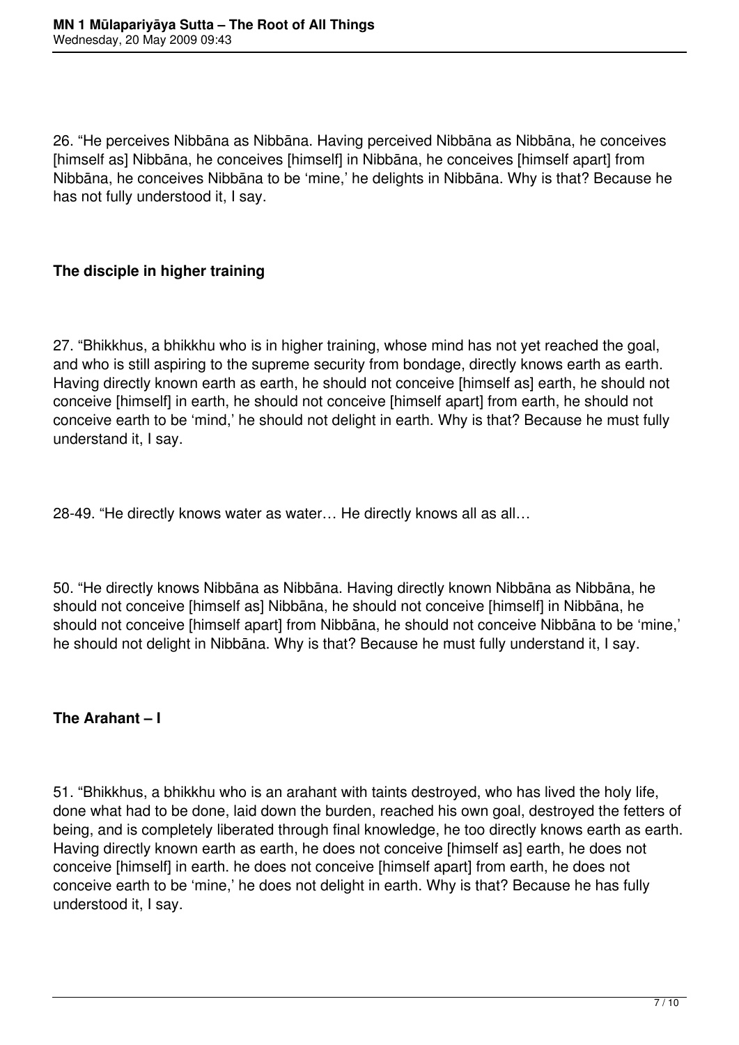26. “He perceives Nibbāna as Nibbāna. Having perceived Nibbāna as Nibbāna, he conceives [himself as] Nibbāna, he conceives [himself] in Nibbāna, he conceives [himself apart] from Nibbāna, he conceives Nibbāna to be ‘mine,’ he delights in Nibbāna. Why is that? Because he has not fully understood it, I say.

### The disciple in higher training

27. “Bhikkhus, a bhikkhu who is in higher training, whose mind has not yet reached the goal, and who is still aspiring to the supreme security from bondage, directly knows earth as earth. Having directly known earth as earth, he should not conceive [himself as] earth, he should not conceive [himself] in earth, he should not conceive [himself apart] from earth, he should not conceive earth to be ‘mind,’ he should not delight in earth. Why is that? Because he must fully understand it, I say.

28-49. “He directly knows water as water… He directly knows all as all…

50. “He directly knows Nibbāna as Nibbāna. Having directly known Nibbāna as Nibbāna, he should not conceive [himself as] Nibbāna, he should not conceive [himself] in Nibbāna, he should not conceive [himself apart] from Nibbāna, he should not conceive Nibbāna to be ‘mine,’ he should not delight in Nibbāna. Why is that? Because he must fully understand it, I say.

### The Arahant – I

51. “Bhikkhus, a bhikkhu who is an arahant with taints destroyed, who has lived the holy life, done what had to be done, laid down the burden, reached his own goal, destroyed the fetters of being, and is completely liberated through final knowledge, he too directly knows earth as earth. Having directly known earth as earth, he does not conceive [himself as] earth, he does not conceive [himself] in earth. he does not conceive [himself apart] from earth, he does not conceive earth to be ‘mine,’ he does not delight in earth. Why is that? Because he has fully understood it, I say.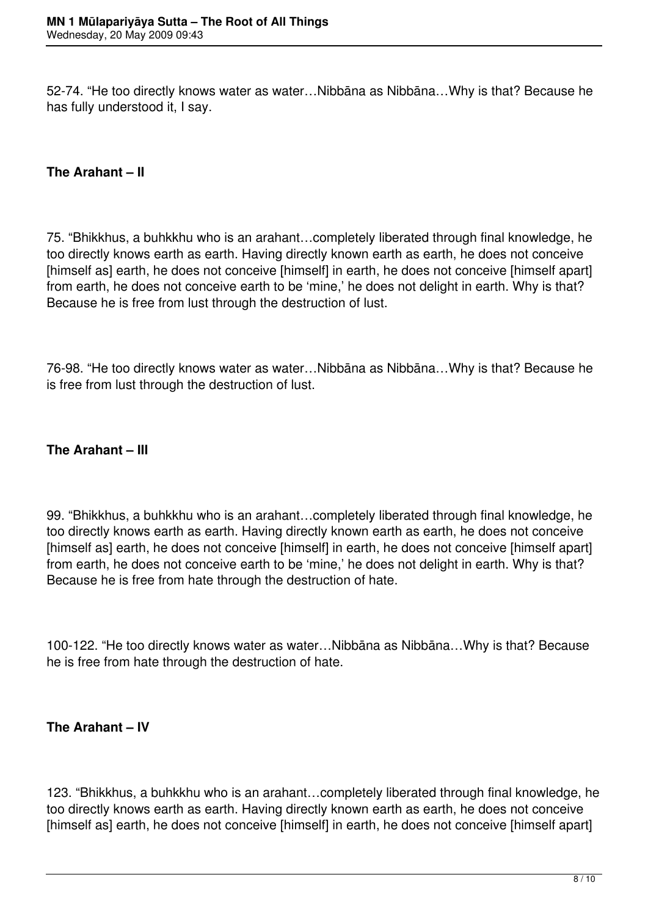52-74. "He too directly knows water as water…Nibbāna as Nibbāna…Why is that? Because he has fully understood it, I say.

**The Arahant – II**

75. "Bhikkhus, a buhkkhu who is an arahant…completely liberated through final knowledge, he too directly knows earth as earth. Having directly known earth as earth, he does not conceive [himself as] earth, he does not conceive [himself] in earth, he does not conceive [himself apart] from earth, he does not conceive earth to be 'mine,' he does not delight in earth. Why is that? Because he is free from lust through the destruction of lust.

76-98. "He too directly knows water as water…Nibbāna as Nibbāna…Why is that? Because he is free from lust through the destruction of lust.

**The Arahant – III**

99. "Bhikkhus, a buhkkhu who is an arahant…completely liberated through final knowledge, he too directly knows earth as earth. Having directly known earth as earth, he does not conceive [himself as] earth, he does not conceive [himself] in earth, he does not conceive [himself apart] from earth, he does not conceive earth to be 'mine,' he does not delight in earth. Why is that? Because he is free from hate through the destruction of hate.

100-122. "He too directly knows water as water…Nibbāna as Nibbāna…Why is that? Because he is free from hate through the destruction of hate.

**The Arahant – IV**

123. "Bhikkhus, a buhkkhu who is an arahant…completely liberated through final knowledge, he too directly knows earth as earth. Having directly known earth as earth, he does not conceive [himself as] earth, he does not conceive [himself] in earth, he does not conceive [himself apart]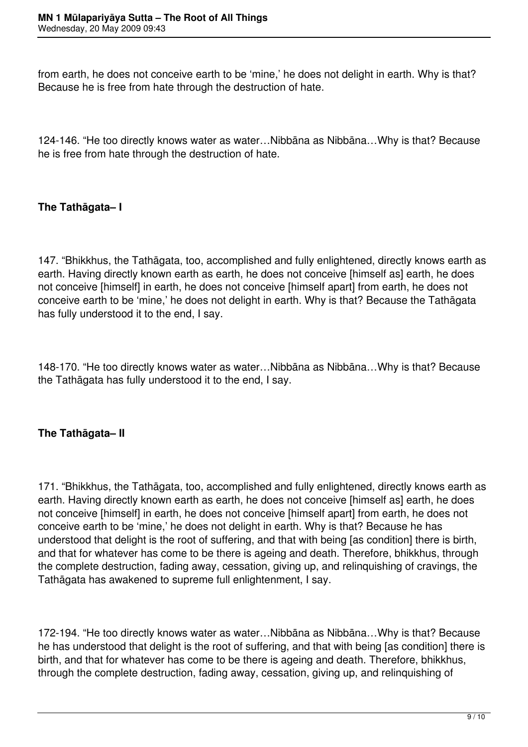from earth, he does not conceive earth to be 'mine,' he does not delight in earth. Why is that? Because he is free from hate through the destruction of hate.

124-146. "He too directly knows water as water…Nibbāna as Nibbāna…Why is that? Because he is free from hate through the destruction of hate.

**The Tathāgata– I**

147. "Bhikkhus, the Tathāgata, too, accomplished and fully enlightened, directly knows earth as earth. Having directly known earth as earth, he does not conceive [himself as] earth, he does not conceive [himself] in earth, he does not conceive [himself apart] from earth, he does not conceive earth to be 'mine,' he does not delight in earth. Why is that? Because the Tathāgata has fully understood it to the end, I say.

148-170. "He too directly knows water as water…Nibbāna as Nibbāna…Why is that? Because the Tathāgata has fully understood it to the end, I say.

**The Tathāgata– II**

171. "Bhikkhus, the Tathāgata, too, accomplished and fully enlightened, directly knows earth as earth. Having directly known earth as earth, he does not conceive [himself as] earth, he does not conceive [himself] in earth, he does not conceive [himself apart] from earth, he does not conceive earth to be 'mine,' he does not delight in earth. Why is that? Because he has understood that delight is the root of suffering, and that with being [as condition] there is birth, and that for whatever has come to be there is ageing and death. Therefore, bhikkhus, through the complete destruction, fading away, cessation, giving up, and relinquishing of cravings, the Tathāgata has awakened to supreme full enlightenment, I say.

172-194. "He too directly knows water as water…Nibbāna as Nibbāna…Why is that? Because he has understood that delight is the root of suffering, and that with being [as condition] there is birth, and that for whatever has come to be there is ageing and death. Therefore, bhikkhus, through the complete destruction, fading away, cessation, giving up, and relinquishing of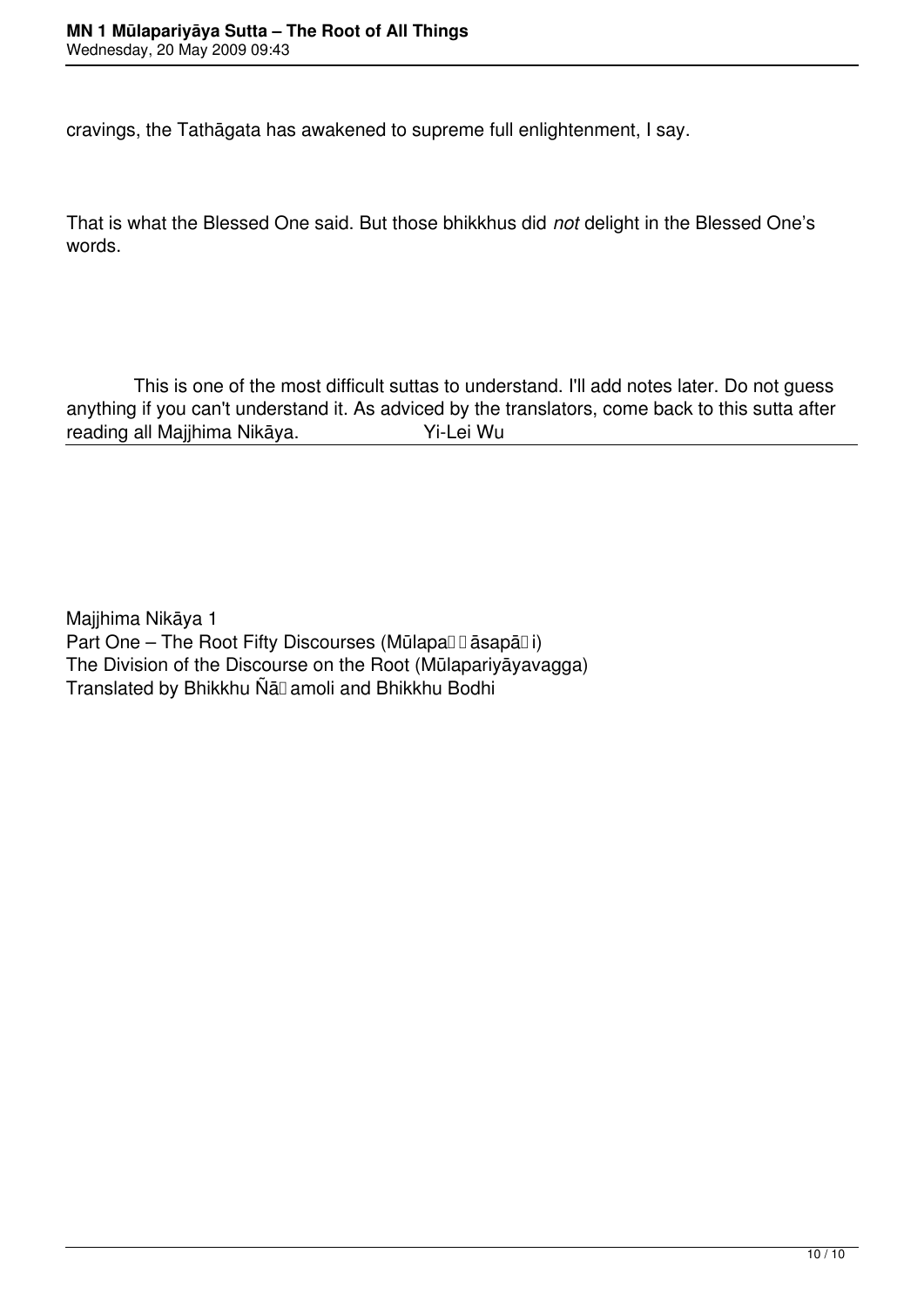cravings, the Tathāgata has awakened to supreme full enlightenment, I say.

That is what the Blessed One said. But those bhikkhus did *not* delight in the Blessed One's words.

This is one of the most difficult suttas to understand. I'll add notes later. Do not guess anything if you can't understand it. As adviced by the translators, come back to this sutta after reading all Majjhima Nikāya. Yi-Lei Wu

Majjhima Nikāya 1
Part One – The Root Fifty Discourses (Mūlapaṇṇāsapāḷi)
The Division of the Discourse on the Root (Mūlapariyāyavagga)
Translated by Bhikkhu Ñāṇamoli and Bhikkhu Bodhi